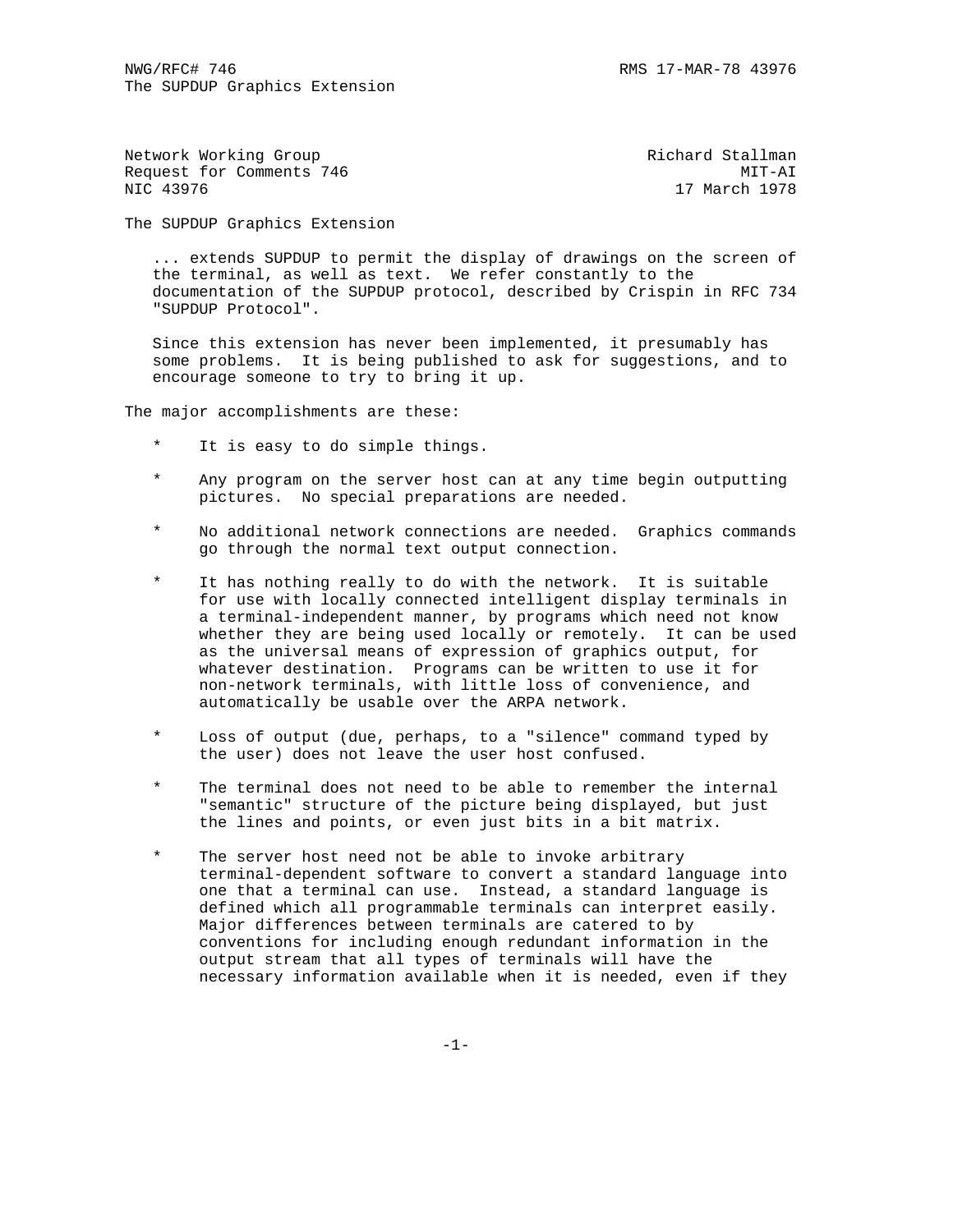Network Working Group Richard Stallman
Request for Comments 746 MIT-AI
NIC 43976 17 March 1978

# The SUPDUP Graphics Extension

... extends SUPDUP to permit the display of drawings on the screen of the terminal, as well as text. We refer constantly to the documentation of the SUPDUP protocol, described by Crispin in RFC 734 "SUPDUP Protocol".

Since this extension has never been implemented, it presumably has some problems. It is being published to ask for suggestions, and to encourage someone to try to bring it up.

The major accomplishments are these:

* It is easy to do simple things.

* Any program on the server host can at any time begin outputting pictures. No special preparations are needed.

* No additional network connections are needed. Graphics commands go through the normal text output connection.

* It has nothing really to do with the network. It is suitable for use with locally connected intelligent display terminals in a terminal-independent manner, by programs which need not know whether they are being used locally or remotely. It can be used as the universal means of expression of graphics output, for whatever destination. Programs can be written to use it for non-network terminals, with little loss of convenience, and automatically be usable over the ARPA network.

* Loss of output (due, perhaps, to a "silence" command typed by the user) does not leave the user host confused.

* The terminal does not need to be able to remember the internal "semantic" structure of the picture being displayed, but just the lines and points, or even just bits in a bit matrix.

* The server host need not be able to invoke arbitrary terminal-dependent software to convert a standard language into one that a terminal can use. Instead, a standard language is defined which all programmable terminals can interpret easily. Major differences between terminals are catered to by conventions for including enough redundant information in the output stream that all types of terminals will have the necessary information available when it is needed, even if they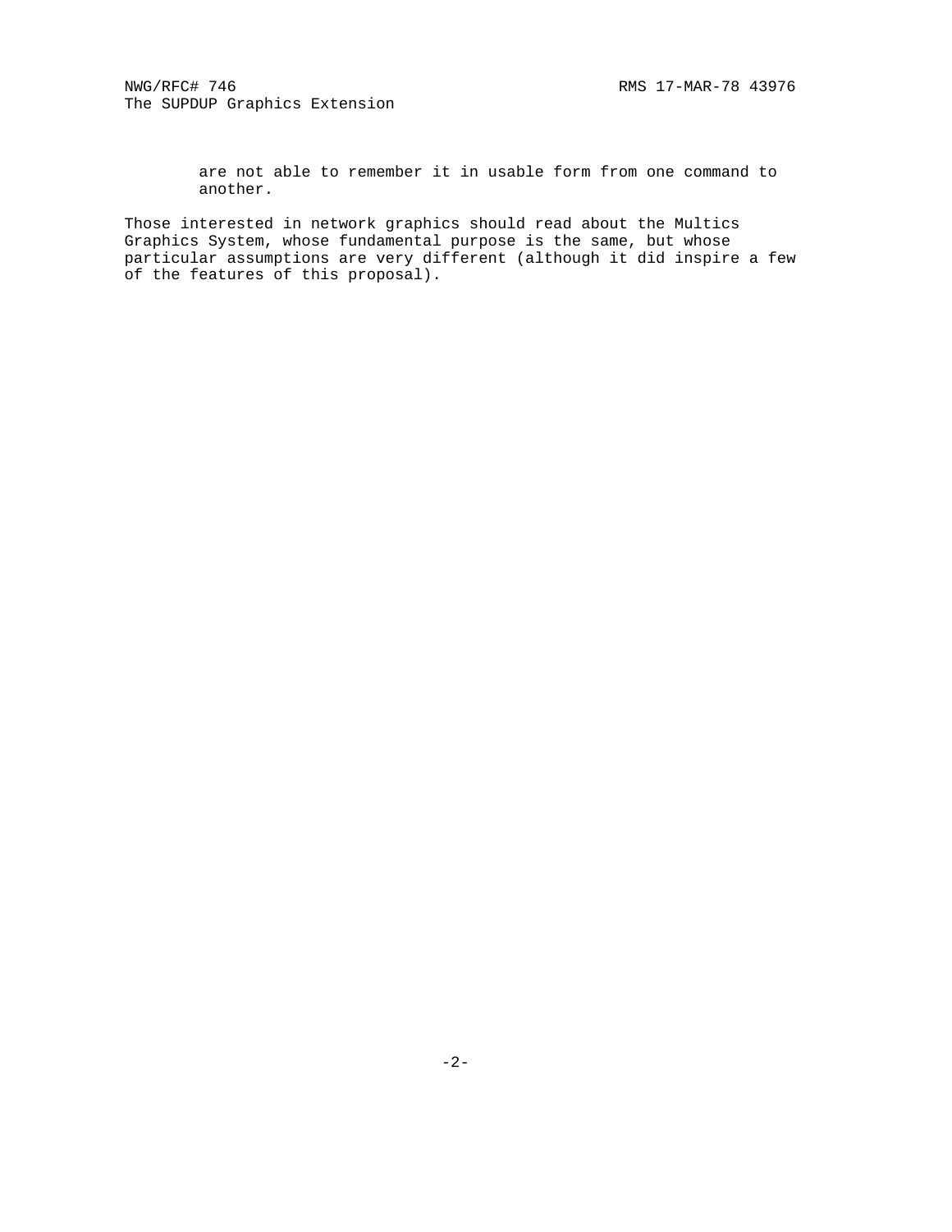are not able to remember it in usable form from one command to another.

Those interested in network graphics should read about the Multics Graphics System, whose fundamental purpose is the same, but whose particular assumptions are very different (although it did inspire a few of the features of this proposal).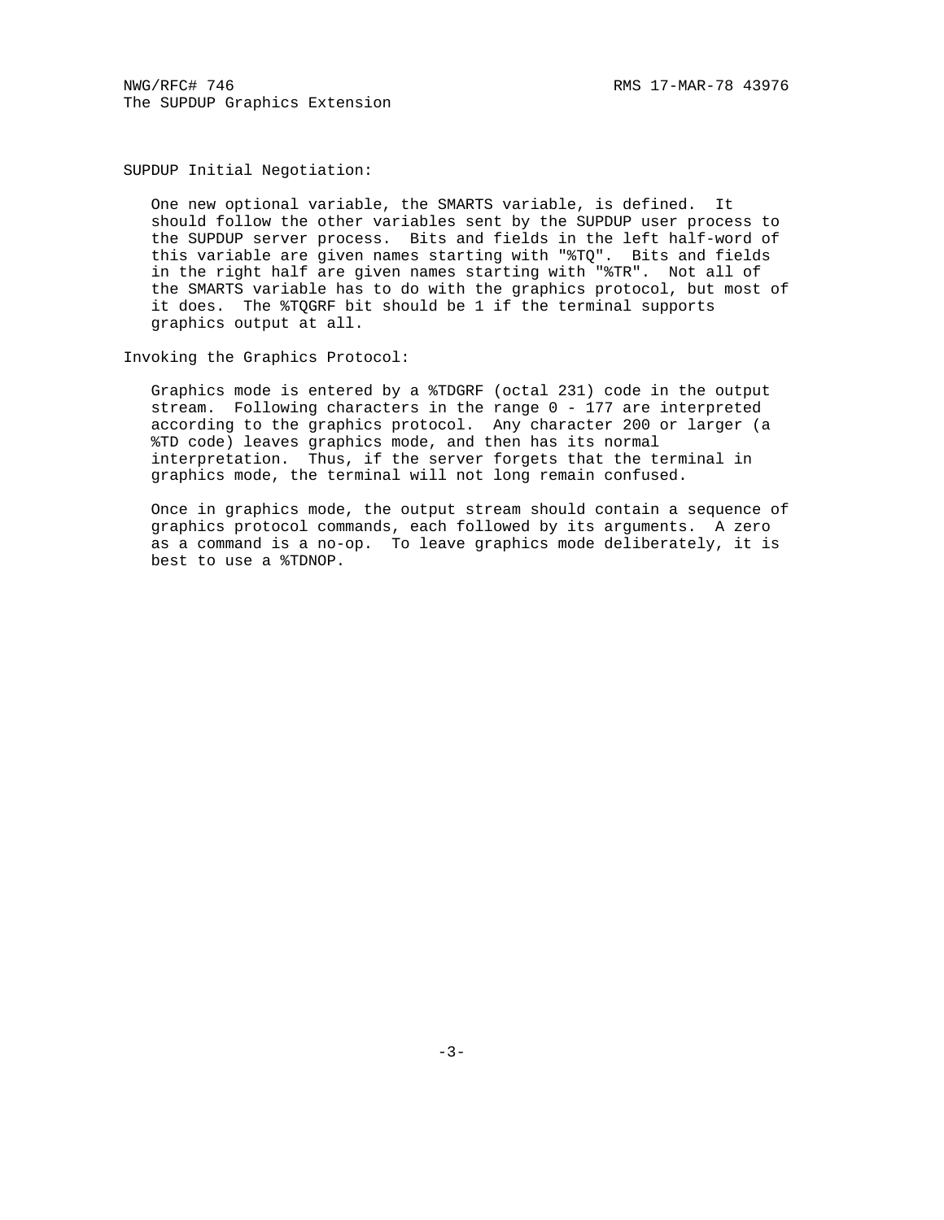SUPDUP Initial Negotiation:

One new optional variable, the SMARTS variable, is defined. It should follow the other variables sent by the SUPDUP user process to the SUPDUP server process. Bits and fields in the left half-word of this variable are given names starting with "%TQ". Bits and fields in the right half are given names starting with "%TR". Not all of the SMARTS variable has to do with the graphics protocol, but most of it does. The %TQGRF bit should be 1 if the terminal supports graphics output at all.

Invoking the Graphics Protocol:

Graphics mode is entered by a %TDGRF (octal 231) code in the output stream. Following characters in the range 0 - 177 are interpreted according to the graphics protocol. Any character 200 or larger (a %TD code) leaves graphics mode, and then has its normal interpretation. Thus, if the server forgets that the terminal in graphics mode, the terminal will not long remain confused.

Once in graphics mode, the output stream should contain a sequence of graphics protocol commands, each followed by its arguments. A zero as a command is a no-op. To leave graphics mode deliberately, it is best to use a %TDNOP.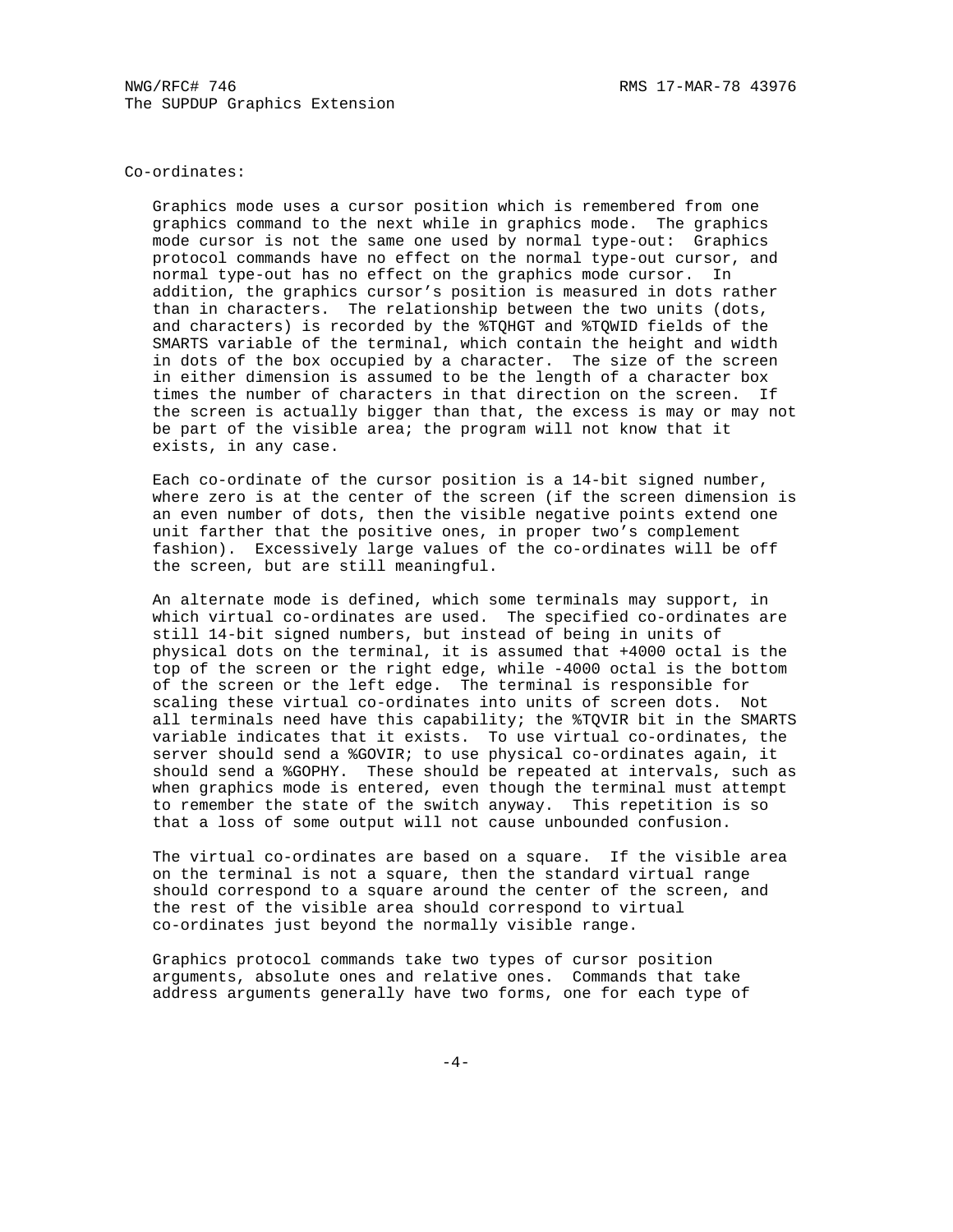Co-ordinates:

Graphics mode uses a cursor position which is remembered from one graphics command to the next while in graphics mode. The graphics mode cursor is not the same one used by normal type-out: Graphics protocol commands have no effect on the normal type-out cursor, and normal type-out has no effect on the graphics mode cursor. In addition, the graphics cursor's position is measured in dots rather than in characters. The relationship between the two units (dots, and characters) is recorded by the %TQHGT and %TQWID fields of the SMARTS variable of the terminal, which contain the height and width in dots of the box occupied by a character. The size of the screen in either dimension is assumed to be the length of a character box times the number of characters in that direction on the screen. If the screen is actually bigger than that, the excess is may or may not be part of the visible area; the program will not know that it exists, in any case.

Each co-ordinate of the cursor position is a 14-bit signed number, where zero is at the center of the screen (if the screen dimension is an even number of dots, then the visible negative points extend one unit farther that the positive ones, in proper two's complement fashion). Excessively large values of the co-ordinates will be off the screen, but are still meaningful.

An alternate mode is defined, which some terminals may support, in which virtual co-ordinates are used. The specified co-ordinates are still 14-bit signed numbers, but instead of being in units of physical dots on the terminal, it is assumed that +4000 octal is the top of the screen or the right edge, while -4000 octal is the bottom of the screen or the left edge. The terminal is responsible for scaling these virtual co-ordinates into units of screen dots. Not all terminals need have this capability; the %TQVIR bit in the SMARTS variable indicates that it exists. To use virtual co-ordinates, the server should send a %GOVIR; to use physical co-ordinates again, it should send a %GOPHY. These should be repeated at intervals, such as when graphics mode is entered, even though the terminal must attempt to remember the state of the switch anyway. This repetition is so that a loss of some output will not cause unbounded confusion.

The virtual co-ordinates are based on a square. If the visible area on the terminal is not a square, then the standard virtual range should correspond to a square around the center of the screen, and the rest of the visible area should correspond to virtual co-ordinates just beyond the normally visible range.

Graphics protocol commands take two types of cursor position arguments, absolute ones and relative ones. Commands that take address arguments generally have two forms, one for each type of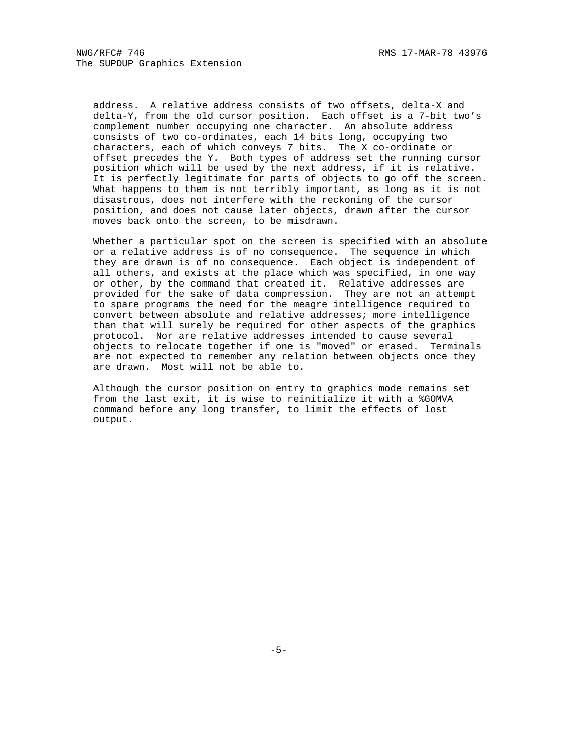address. A relative address consists of two offsets, delta-X and delta-Y, from the old cursor position. Each offset is a 7-bit two's complement number occupying one character. An absolute address consists of two co-ordinates, each 14 bits long, occupying two characters, each of which conveys 7 bits. The X co-ordinate or offset precedes the Y. Both types of address set the running cursor position which will be used by the next address, if it is relative. It is perfectly legitimate for parts of objects to go off the screen. What happens to them is not terribly important, as long as it is not disastrous, does not interfere with the reckoning of the cursor position, and does not cause later objects, drawn after the cursor moves back onto the screen, to be misdrawn.

Whether a particular spot on the screen is specified with an absolute or a relative address is of no consequence. The sequence in which they are drawn is of no consequence. Each object is independent of all others, and exists at the place which was specified, in one way or other, by the command that created it. Relative addresses are provided for the sake of data compression. They are not an attempt to spare programs the need for the meagre intelligence required to convert between absolute and relative addresses; more intelligence than that will surely be required for other aspects of the graphics protocol. Nor are relative addresses intended to cause several objects to relocate together if one is "moved" or erased. Terminals are not expected to remember any relation between objects once they are drawn. Most will not be able to.

Although the cursor position on entry to graphics mode remains set from the last exit, it is wise to reinitialize it with a %GOMVA command before any long transfer, to limit the effects of lost output.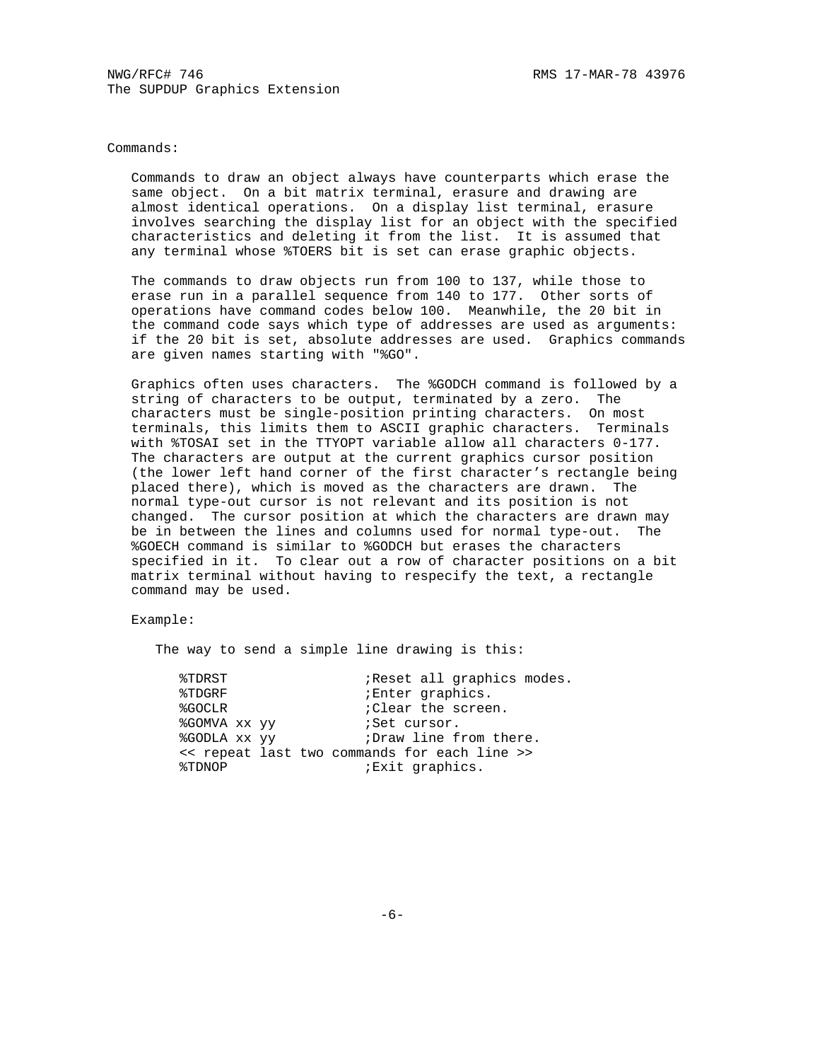Commands:

Commands to draw an object always have counterparts which erase the same object. On a bit matrix terminal, erasure and drawing are almost identical operations. On a display list terminal, erasure involves searching the display list for an object with the specified characteristics and deleting it from the list. It is assumed that any terminal whose %TOERS bit is set can erase graphic objects.

The commands to draw objects run from 100 to 137, while those to erase run in a parallel sequence from 140 to 177. Other sorts of operations have command codes below 100. Meanwhile, the 20 bit in the command code says which type of addresses are used as arguments: if the 20 bit is set, absolute addresses are used. Graphics commands are given names starting with "%GO".

Graphics often uses characters. The %GODCH command is followed by a string of characters to be output, terminated by a zero. The characters must be single-position printing characters. On most terminals, this limits them to ASCII graphic characters. Terminals with %TOSAI set in the TTYOPT variable allow all characters 0-177. The characters are output at the current graphics cursor position (the lower left hand corner of the first character's rectangle being placed there), which is moved as the characters are drawn. The normal type-out cursor is not relevant and its position is not changed. The cursor position at which the characters are drawn may be in between the lines and columns used for normal type-out. The %GOECH command is similar to %GODCH but erases the characters specified in it. To clear out a row of character positions on a bit matrix terminal without having to respecify the text, a rectangle command may be used.

Example:

The way to send a simple line drawing is this:

```
%TDRST                  ;Reset all graphics modes.
%TDGRF                  ;Enter graphics.
%GOCLR                  ;Clear the screen.
%GOMVA xx yy            ;Set cursor.
%GODLA xx yy            ;Draw line from there.
<< repeat last two commands for each line >>
%TDNOP                  ;Exit graphics.
```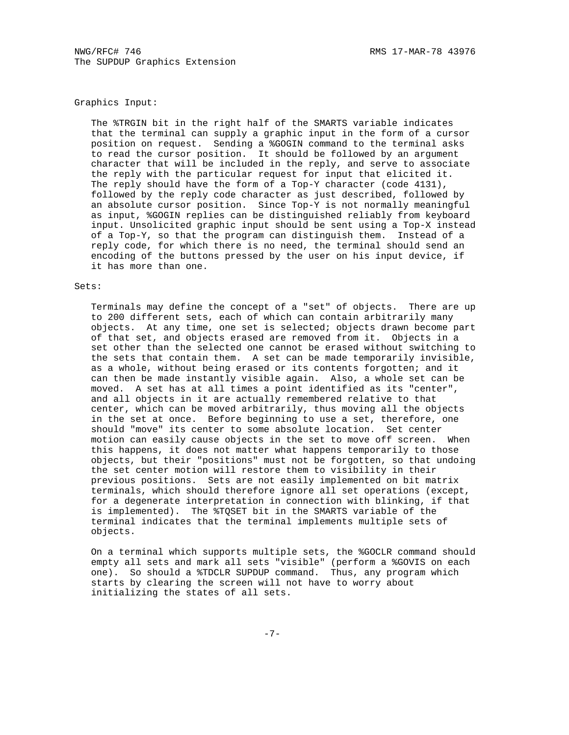Graphics Input:

The %TRGIN bit in the right half of the SMARTS variable indicates that the terminal can supply a graphic input in the form of a cursor position on request. Sending a %GOGIN command to the terminal asks to read the cursor position. It should be followed by an argument character that will be included in the reply, and serve to associate the reply with the particular request for input that elicited it. The reply should have the form of a Top-Y character (code 4131), followed by the reply code character as just described, followed by an absolute cursor position. Since Top-Y is not normally meaningful as input, %GOGIN replies can be distinguished reliably from keyboard input. Unsolicited graphic input should be sent using a Top-X instead of a Top-Y, so that the program can distinguish them. Instead of a reply code, for which there is no need, the terminal should send an encoding of the buttons pressed by the user on his input device, if it has more than one.

Sets:

Terminals may define the concept of a "set" of objects. There are up to 200 different sets, each of which can contain arbitrarily many objects. At any time, one set is selected; objects drawn become part of that set, and objects erased are removed from it. Objects in a set other than the selected one cannot be erased without switching to the sets that contain them. A set can be made temporarily invisible, as a whole, without being erased or its contents forgotten; and it can then be made instantly visible again. Also, a whole set can be moved. A set has at all times a point identified as its "center", and all objects in it are actually remembered relative to that center, which can be moved arbitrarily, thus moving all the objects in the set at once. Before beginning to use a set, therefore, one should "move" its center to some absolute location. Set center motion can easily cause objects in the set to move off screen. When this happens, it does not matter what happens temporarily to those objects, but their "positions" must not be forgotten, so that undoing the set center motion will restore them to visibility in their previous positions. Sets are not easily implemented on bit matrix terminals, which should therefore ignore all set operations (except, for a degenerate interpretation in connection with blinking, if that is implemented). The %TQSET bit in the SMARTS variable of the terminal indicates that the terminal implements multiple sets of objects.

On a terminal which supports multiple sets, the %GOCLR command should empty all sets and mark all sets "visible" (perform a %GOVIS on each one). So should a %TDCLR SUPDUP command. Thus, any program which starts by clearing the screen will not have to worry about initializing the states of all sets.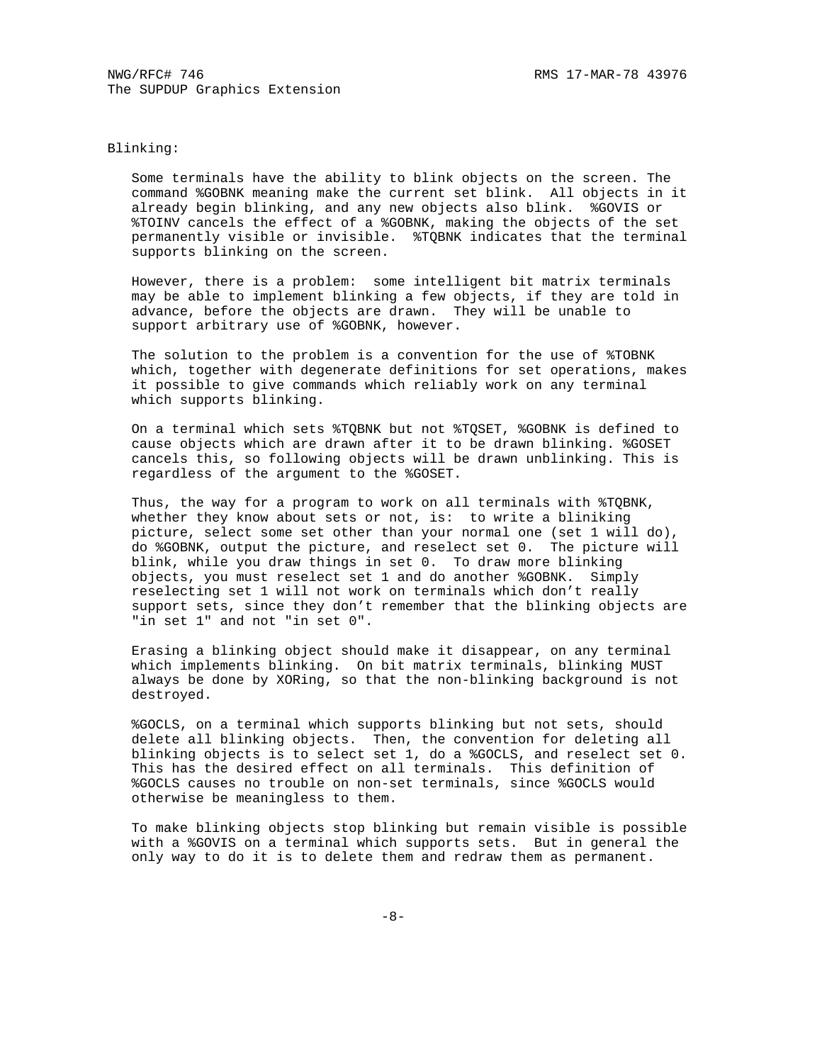Blinking:

Some terminals have the ability to blink objects on the screen. The command %GOBNK meaning make the current set blink. All objects in it already begin blinking, and any new objects also blink. %GOVIS or %TOINV cancels the effect of a %GOBNK, making the objects of the set permanently visible or invisible. %TQBNK indicates that the terminal supports blinking on the screen.

However, there is a problem: some intelligent bit matrix terminals may be able to implement blinking a few objects, if they are told in advance, before the objects are drawn. They will be unable to support arbitrary use of %GOBNK, however.

The solution to the problem is a convention for the use of %TOBNK which, together with degenerate definitions for set operations, makes it possible to give commands which reliably work on any terminal which supports blinking.

On a terminal which sets %TQBNK but not %TQSET, %GOBNK is defined to cause objects which are drawn after it to be drawn blinking. %GOSET cancels this, so following objects will be drawn unblinking. This is regardless of the argument to the %GOSET.

Thus, the way for a program to work on all terminals with %TQBNK, whether they know about sets or not, is: to write a bliniking picture, select some set other than your normal one (set 1 will do), do %GOBNK, output the picture, and reselect set 0. The picture will blink, while you draw things in set 0. To draw more blinking objects, you must reselect set 1 and do another %GOBNK. Simply reselecting set 1 will not work on terminals which don't really support sets, since they don't remember that the blinking objects are "in set 1" and not "in set 0".

Erasing a blinking object should make it disappear, on any terminal which implements blinking. On bit matrix terminals, blinking MUST always be done by XORing, so that the non-blinking background is not destroyed.

%GOCLS, on a terminal which supports blinking but not sets, should delete all blinking objects. Then, the convention for deleting all blinking objects is to select set 1, do a %GOCLS, and reselect set 0. This has the desired effect on all terminals. This definition of %GOCLS causes no trouble on non-set terminals, since %GOCLS would otherwise be meaningless to them.

To make blinking objects stop blinking but remain visible is possible with a %GOVIS on a terminal which supports sets. But in general the only way to do it is to delete them and redraw them as permanent.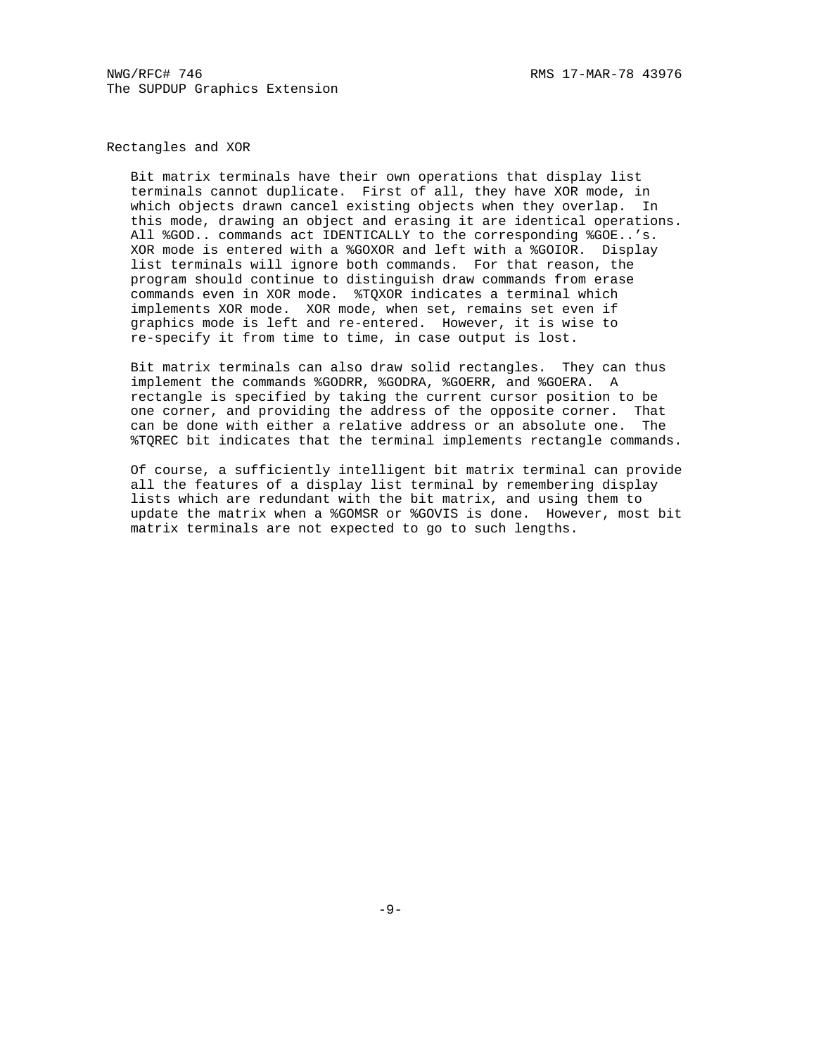## Rectangles and XOR

Bit matrix terminals have their own operations that display list terminals cannot duplicate. First of all, they have XOR mode, in which objects drawn cancel existing objects when they overlap. In this mode, drawing an object and erasing it are identical operations. All %GOD.. commands act IDENTICALLY to the corresponding %GOE..'s. XOR mode is entered with a %GOXOR and left with a %GOIOR. Display list terminals will ignore both commands. For that reason, the program should continue to distinguish draw commands from erase commands even in XOR mode. %TQXOR indicates a terminal which implements XOR mode. XOR mode, when set, remains set even if graphics mode is left and re-entered. However, it is wise to re-specify it from time to time, in case output is lost.

Bit matrix terminals can also draw solid rectangles. They can thus implement the commands %GODRR, %GODRA, %GOERR, and %GOERA. A rectangle is specified by taking the current cursor position to be one corner, and providing the address of the opposite corner. That can be done with either a relative address or an absolute one. The %TQREC bit indicates that the terminal implements rectangle commands.

Of course, a sufficiently intelligent bit matrix terminal can provide all the features of a display list terminal by remembering display lists which are redundant with the bit matrix, and using them to update the matrix when a %GOMSR or %GOVIS is done. However, most bit matrix terminals are not expected to go to such lengths.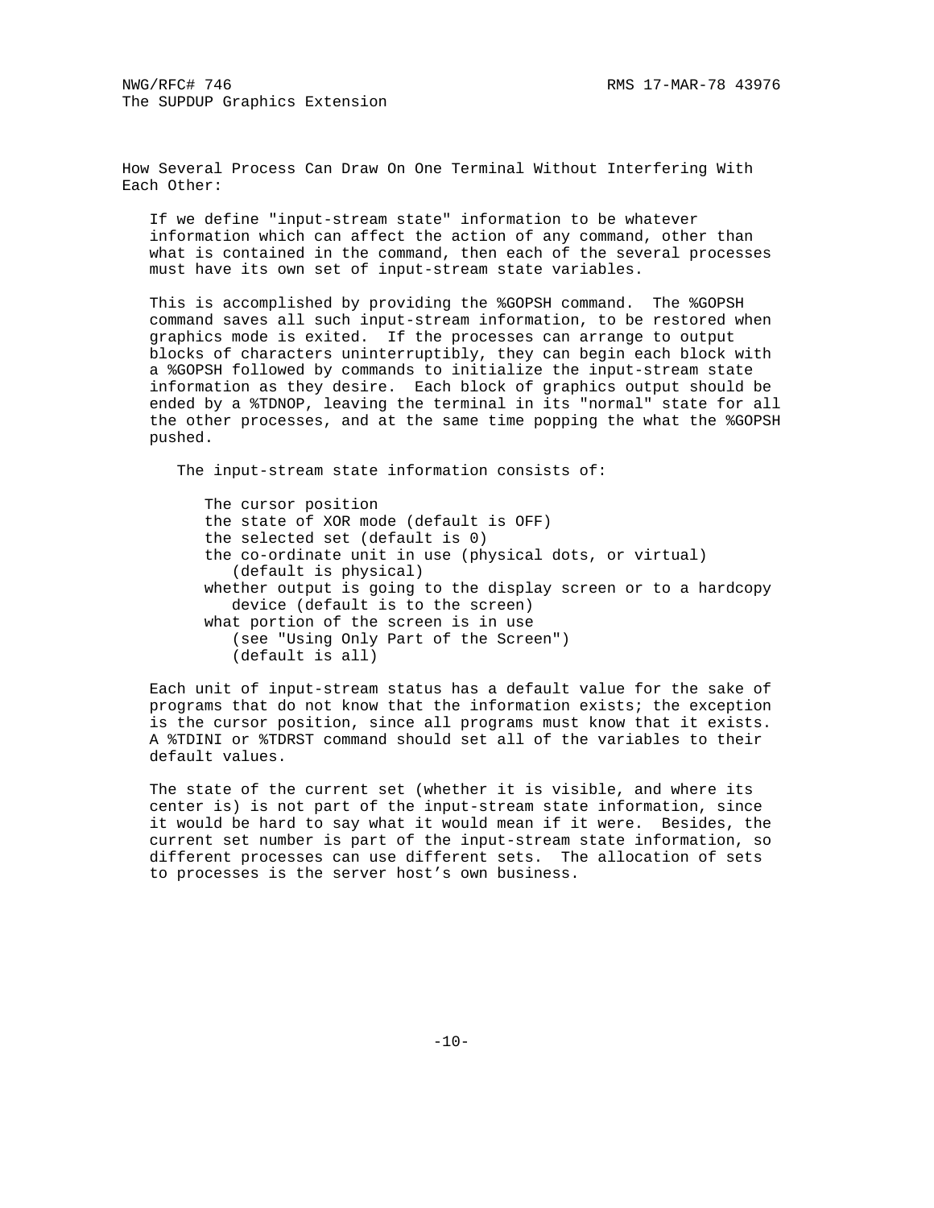## How Several Process Can Draw On One Terminal Without Interfering With Each Other:

If we define "input-stream state" information to be whatever information which can affect the action of any command, other than what is contained in the command, then each of the several processes must have its own set of input-stream state variables.

This is accomplished by providing the %GOPSH command. The %GOPSH command saves all such input-stream information, to be restored when graphics mode is exited. If the processes can arrange to output blocks of characters uninterruptibly, they can begin each block with a %GOPSH followed by commands to initialize the input-stream state information as they desire. Each block of graphics output should be ended by a %TDNOP, leaving the terminal in its "normal" state for all the other processes, and at the same time popping the what the %GOPSH pushed.

The input-stream state information consists of:

- The cursor position
- the state of XOR mode (default is OFF)
- the selected set (default is 0)
- the co-ordinate unit in use (physical dots, or virtual) (default is physical)
- whether output is going to the display screen or to a hardcopy device (default is to the screen)
- what portion of the screen is in use (see "Using Only Part of the Screen") (default is all)

Each unit of input-stream status has a default value for the sake of programs that do not know that the information exists; the exception is the cursor position, since all programs must know that it exists. A %TDINI or %TDRST command should set all of the variables to their default values.

The state of the current set (whether it is visible, and where its center is) is not part of the input-stream state information, since it would be hard to say what it would mean if it were. Besides, the current set number is part of the input-stream state information, so different processes can use different sets. The allocation of sets to processes is the server host's own business.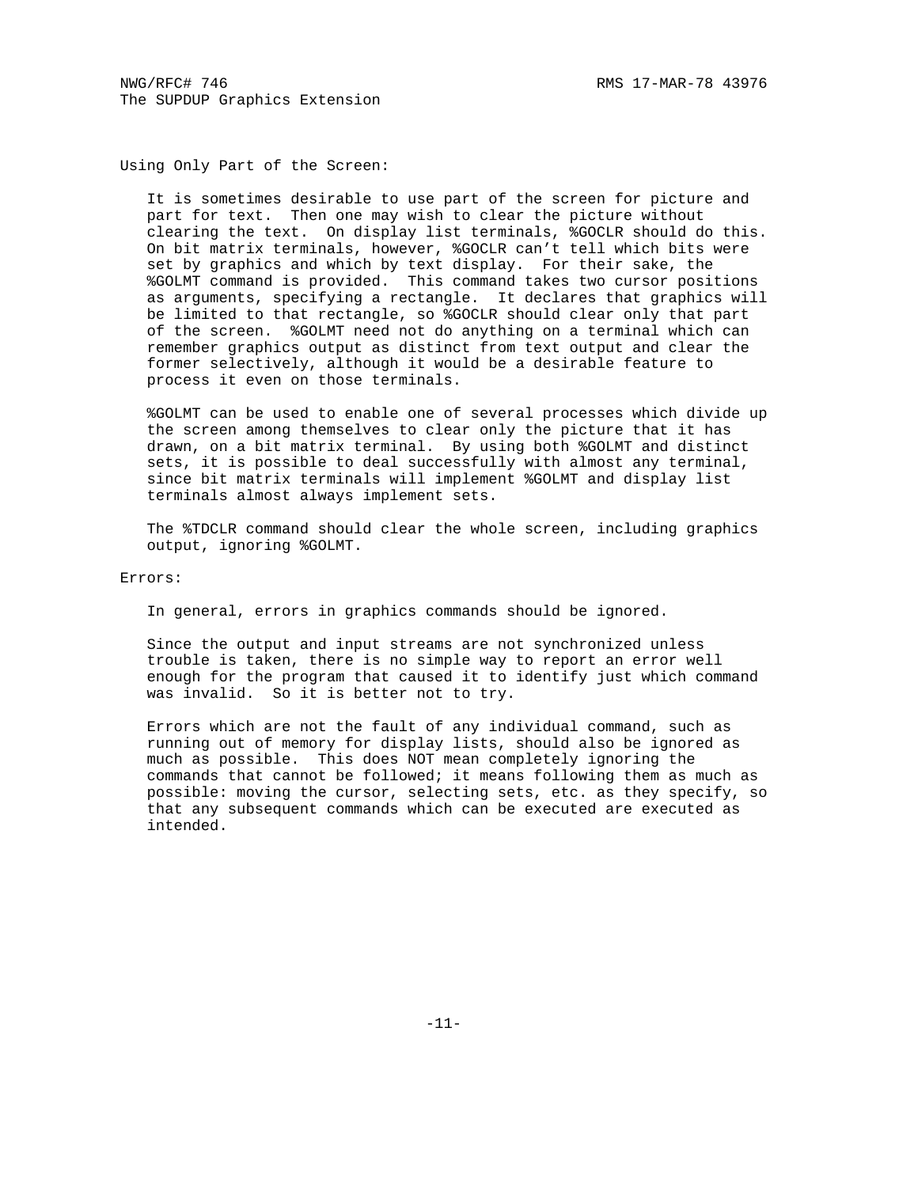## Using Only Part of the Screen:

It is sometimes desirable to use part of the screen for picture and part for text. Then one may wish to clear the picture without clearing the text. On display list terminals, %GOCLR should do this. On bit matrix terminals, however, %GOCLR can't tell which bits were set by graphics and which by text display. For their sake, the %GOLMT command is provided. This command takes two cursor positions as arguments, specifying a rectangle. It declares that graphics will be limited to that rectangle, so %GOCLR should clear only that part of the screen. %GOLMT need not do anything on a terminal which can remember graphics output as distinct from text output and clear the former selectively, although it would be a desirable feature to process it even on those terminals.

%GOLMT can be used to enable one of several processes which divide up the screen among themselves to clear only the picture that it has drawn, on a bit matrix terminal. By using both %GOLMT and distinct sets, it is possible to deal successfully with almost any terminal, since bit matrix terminals will implement %GOLMT and display list terminals almost always implement sets.

The %TDCLR command should clear the whole screen, including graphics output, ignoring %GOLMT.

## Errors:

In general, errors in graphics commands should be ignored.

Since the output and input streams are not synchronized unless trouble is taken, there is no simple way to report an error well enough for the program that caused it to identify just which command was invalid. So it is better not to try.

Errors which are not the fault of any individual command, such as running out of memory for display lists, should also be ignored as much as possible. This does NOT mean completely ignoring the commands that cannot be followed; it means following them as much as possible: moving the cursor, selecting sets, etc. as they specify, so that any subsequent commands which can be executed are executed as intended.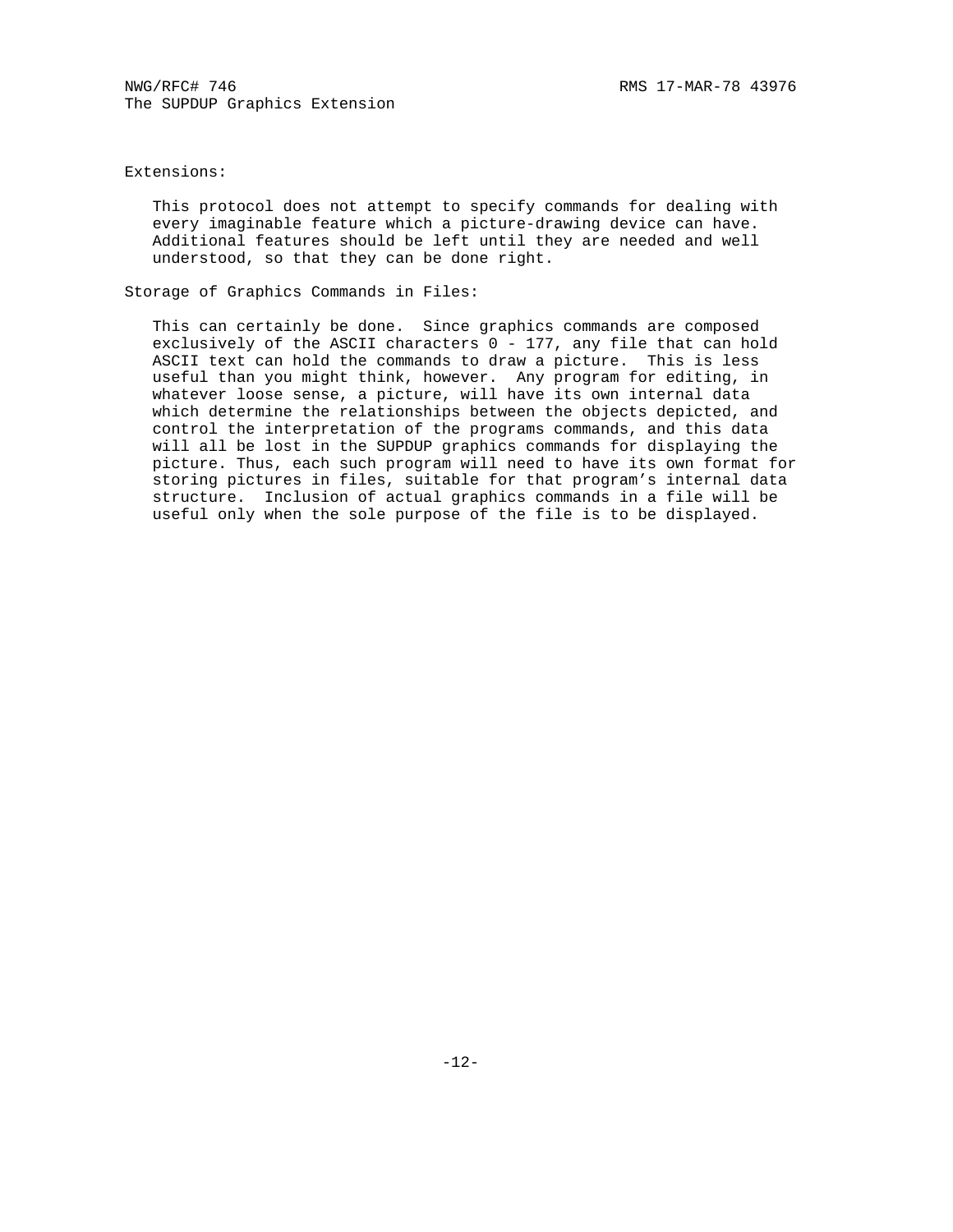## Extensions:

This protocol does not attempt to specify commands for dealing with every imaginable feature which a picture-drawing device can have. Additional features should be left until they are needed and well understood, so that they can be done right.

## Storage of Graphics Commands in Files:

This can certainly be done. Since graphics commands are composed exclusively of the ASCII characters 0 - 177, any file that can hold ASCII text can hold the commands to draw a picture. This is less useful than you might think, however. Any program for editing, in whatever loose sense, a picture, will have its own internal data which determine the relationships between the objects depicted, and control the interpretation of the programs commands, and this data will all be lost in the SUPDUP graphics commands for displaying the picture. Thus, each such program will need to have its own format for storing pictures in files, suitable for that program's internal data structure. Inclusion of actual graphics commands in a file will be useful only when the sole purpose of the file is to be displayed.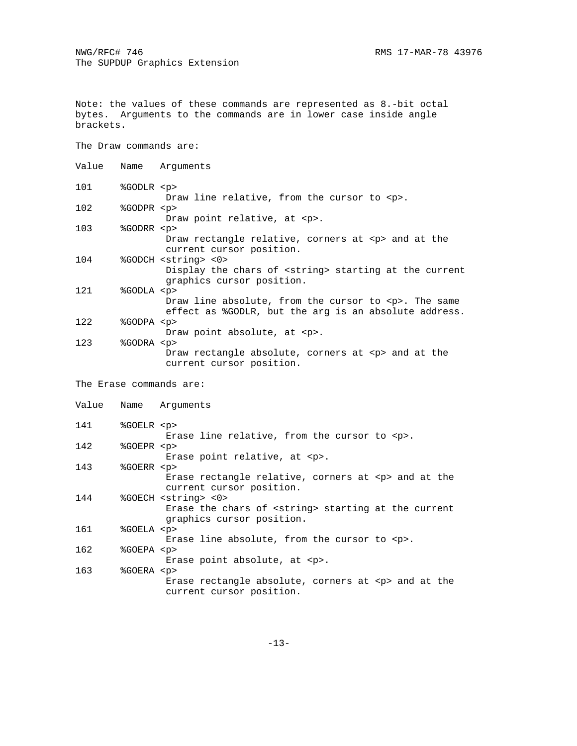Note: the values of these commands are represented as 8.-bit octal bytes. Arguments to the commands are in lower case inside angle brackets.

The Draw commands are:

```
Value   Name   Arguments

101     %GODLR <p>
               Draw line relative, from the cursor to <p>.
102     %GODPR <p>
               Draw point relative, at <p>.
103     %GODRR <p>
               Draw rectangle relative, corners at <p> and at the
               current cursor position.
104     %GODCH <string> <0>
               Display the chars of <string> starting at the current
               graphics cursor position.
121     %GODLA <p>
               Draw line absolute, from the cursor to <p>. The same
               effect as %GODLR, but the arg is an absolute address.
122     %GODPA <p>
               Draw point absolute, at <p>.
123     %GODRA <p>
               Draw rectangle absolute, corners at <p> and at the
               current cursor position.
```

The Erase commands are:

```
Value   Name   Arguments

141     %GOELR <p>
               Erase line relative, from the cursor to <p>.
142     %GOEPR <p>
               Erase point relative, at <p>.
143     %GOERR <p>
               Erase rectangle relative, corners at <p> and at the
               current cursor position.
144     %GOECH <string> <0>
               Erase the chars of <string> starting at the current
               graphics cursor position.
161     %GOELA <p>
               Erase line absolute, from the cursor to <p>.
162     %GOEPA <p>
               Erase point absolute, at <p>.
163     %GOERA <p>
               Erase rectangle absolute, corners at <p> and at the
               current cursor position.
```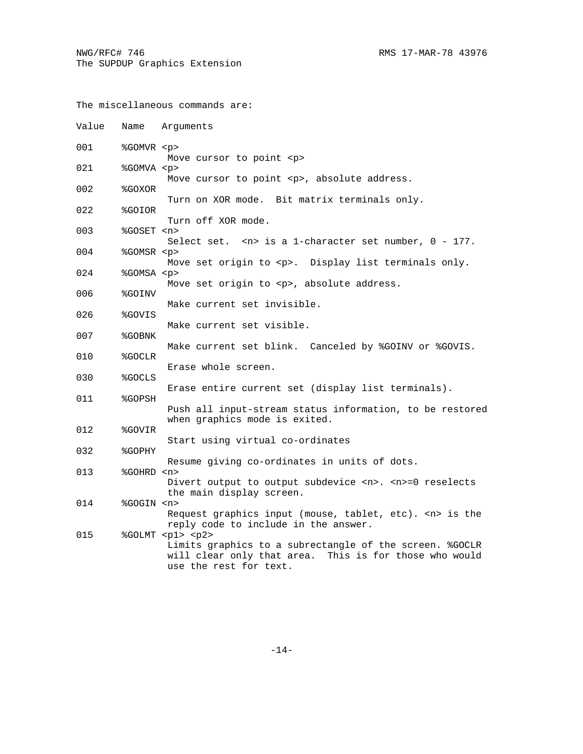The miscellaneous commands are:

| Value | Name | Arguments |
|---|---|---|
| 001 | %GOMVR <p> | Move cursor to point <p> |
| 021 | %GOMVA <p> | Move cursor to point <p>, absolute address. |
| 002 | %GOXOR | Turn on XOR mode. Bit matrix terminals only. |
| 022 | %GOIOR | Turn off XOR mode. |
| 003 | %GOSET <n> | Select set. <n> is a 1-character set number, 0 - 177. |
| 004 | %GOMSR <p> | Move set origin to <p>. Display list terminals only. |
| 024 | %GOMSA <p> | Move set origin to <p>, absolute address. |
| 006 | %GOINV | Make current set invisible. |
| 026 | %GOVIS | Make current set visible. |
| 007 | %GOBNK | Make current set blink. Canceled by %GOINV or %GOVIS. |
| 010 | %GOCLR | Erase whole screen. |
| 030 | %GOCLS | Erase entire current set (display list terminals). |
| 011 | %GOPSH | Push all input-stream status information, to be restored when graphics mode is exited. |
| 012 | %GOVIR | Start using virtual co-ordinates |
| 032 | %GOPHY | Resume giving co-ordinates in units of dots. |
| 013 | %GOHRD <n> | Divert output to output subdevice <n>. <n>=0 reselects the main display screen. |
| 014 | %GOGIN <n> | Request graphics input (mouse, tablet, etc). <n> is the reply code to include in the answer. |
| 015 | %GOLMT <p1> <p2> | Limits graphics to a subrectangle of the screen. %GOCLR will clear only that area. This is for those who would use the rest for text. |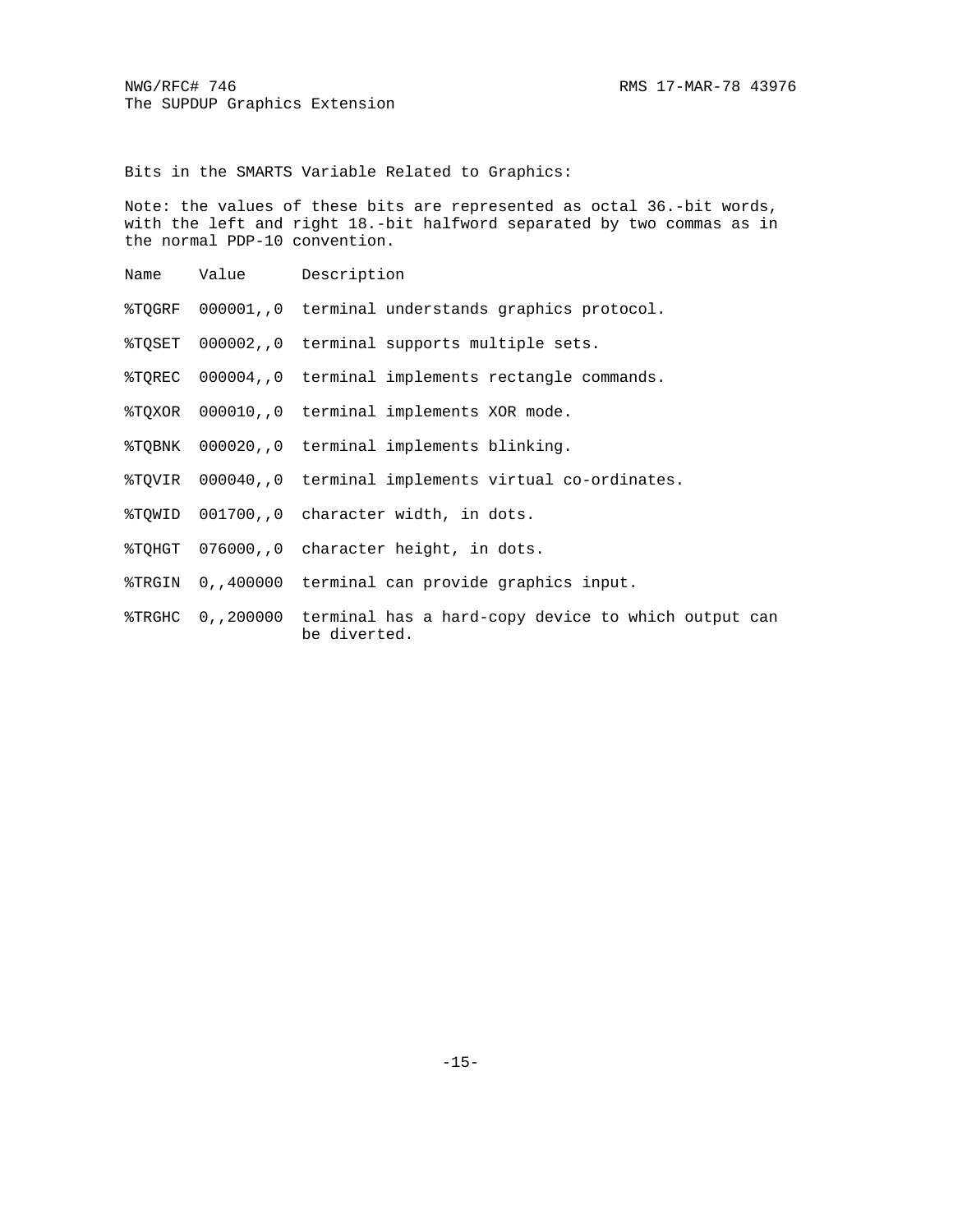Bits in the SMARTS Variable Related to Graphics:

Note: the values of these bits are represented as octal 36.-bit words, with the left and right 18.-bit halfword separated by two commas as in the normal PDP-10 convention.

| Name | Value | Description |
|---|---|---|
| %TQGRF | 000001,,0 | terminal understands graphics protocol. |
| %TQSET | 000002,,0 | terminal supports multiple sets. |
| %TQREC | 000004,,0 | terminal implements rectangle commands. |
| %TQXOR | 000010,,0 | terminal implements XOR mode. |
| %TQBNK | 000020,,0 | terminal implements blinking. |
| %TQVIR | 000040,,0 | terminal implements virtual co-ordinates. |
| %TQWID | 001700,,0 | character width, in dots. |
| %TQHGT | 076000,,0 | character height, in dots. |
| %TRGIN | 0,,400000 | terminal can provide graphics input. |
| %TRGHC | 0,,200000 | terminal has a hard-copy device to which output can be diverted. |